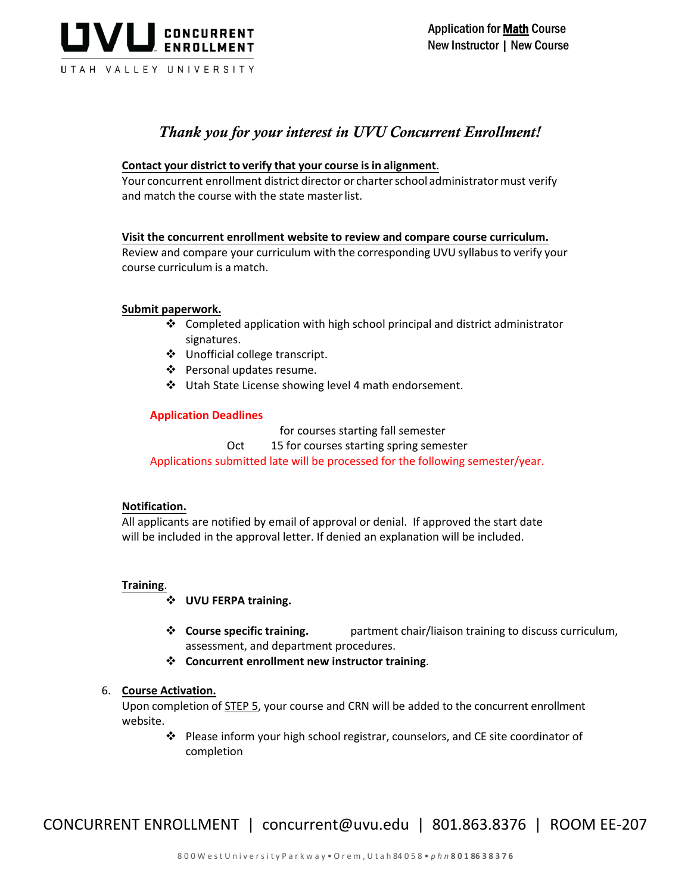UVU CONCURRENT ENROLLMENT
UTAH VALLEY UNIVERSITY

Application for **Math** Course
New Instructor | New Course

*Thank you for your interest in UVU Concurrent Enrollment!*

**Contact your district to verify that your course is in alignment**.
Your concurrent enrollment district director or charter school administrator must verify and match the course with the state master list.

**Visit the concurrent enrollment website to review and compare course curriculum.**
Review and compare your curriculum with the corresponding UVU syllabus to verify your course curriculum is a match.

**Submit paperwork.**

- Completed application with high school principal and district administrator signatures.
- Unofficial college transcript.
- Personal updates resume.
- Utah State License showing level 4 math endorsement.

**Application Deadlines**

for courses starting fall semester
Oct 15 for courses starting spring semester
Applications submitted late will be processed for the following semester/year.

**Notification.**
All applicants are notified by email of approval or denial. If approved the start date will be included in the approval letter. If denied an explanation will be included.

**Training**.

- **UVU FERPA training.**
- **Course specific training.** partment chair/liaison training to discuss curriculum, assessment, and department procedures.
- **Concurrent enrollment new instructor training**.

6. **Course Activation.**
Upon completion of STEP 5, your course and CRN will be added to the concurrent enrollment website.
    - Please inform your high school registrar, counselors, and CE site coordinator of completion

CONCURRENT ENROLLMENT | concurrent@uvu.edu | 801.863.8376 | ROOM EE-207

800 West University Parkway • Orem, Utah 84058 • *phn* **8018638376**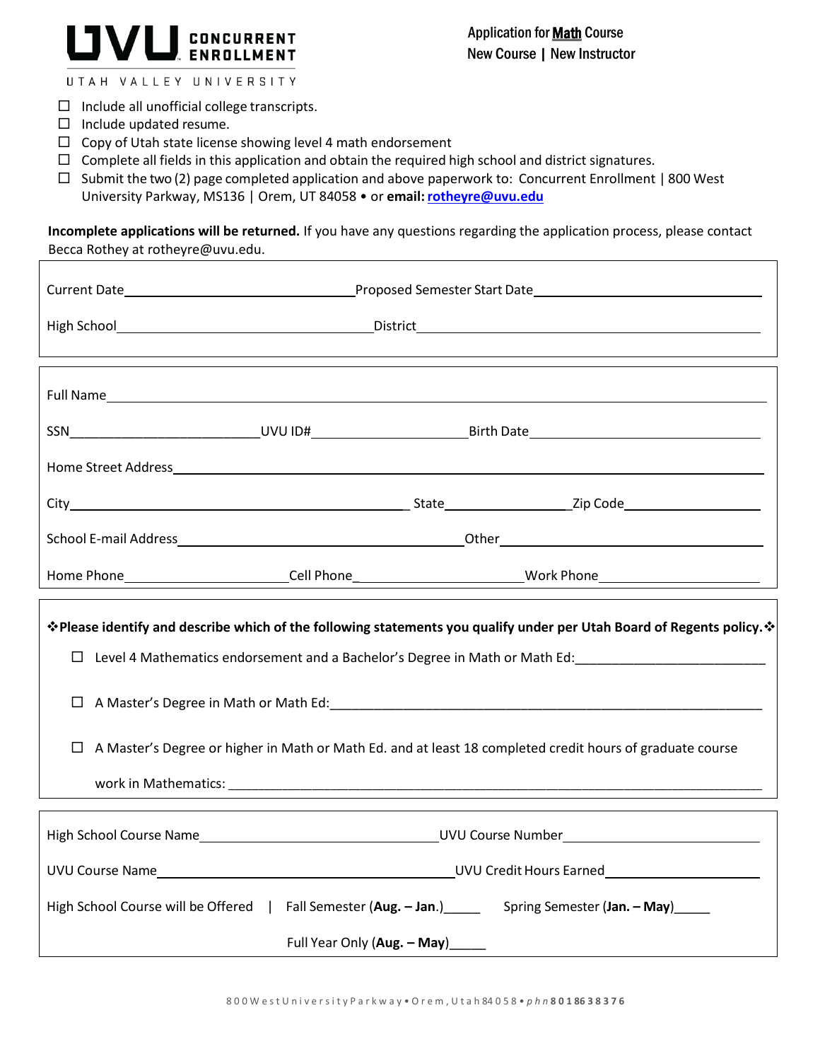**UVU CONCURRENT ENROLLMENT**
UTAH VALLEY UNIVERSITY

Application for **Math** Course
New Course | New Instructor

- ☐ Include all unofficial college transcripts.
- ☐ Include updated resume.
- ☐ Copy of Utah state license showing level 4 math endorsement
- ☐ Complete all fields in this application and obtain the required high school and district signatures.
- ☐ Submit the two (2) page completed application and above paperwork to: Concurrent Enrollment | 800 West University Parkway, MS136 | Orem, UT 84058 • or **email: rotheyre@uvu.edu**

**Incomplete applications will be returned.** If you have any questions regarding the application process, please contact Becca Rothey at rotheyre@uvu.edu.

Current Date_______________ Proposed Semester Start Date_______________

High School_______________ District_______________

Full Name_______________

SSN_______________ UVU ID#_______________ Birth Date_______________

Home Street Address_______________

City_______________ State_______________ Zip Code_______________

School E-mail Address_______________ Other_______________

Home Phone_______________ Cell Phone_______________ Work Phone_______________

❖**Please identify and describe which of the following statements you qualify under per Utah Board of Regents policy.**❖

- ☐ Level 4 Mathematics endorsement and a Bachelor's Degree in Math or Math Ed:_______________
- ☐ A Master's Degree in Math or Math Ed:_______________
- ☐ A Master's Degree or higher in Math or Math Ed. and at least 18 completed credit hours of graduate course work in Mathematics: _______________

High School Course Name_______________ UVU Course Number_______________

UVU Course Name_______________ UVU Credit Hours Earned_______________

High School Course will be Offered | Fall Semester (**Aug. – Jan.**)_____ Spring Semester (**Jan. – May**)_____

Full Year Only (**Aug. – May**)_____

800 West University Parkway • Orem, Utah 84058 • *phn* **8018638376**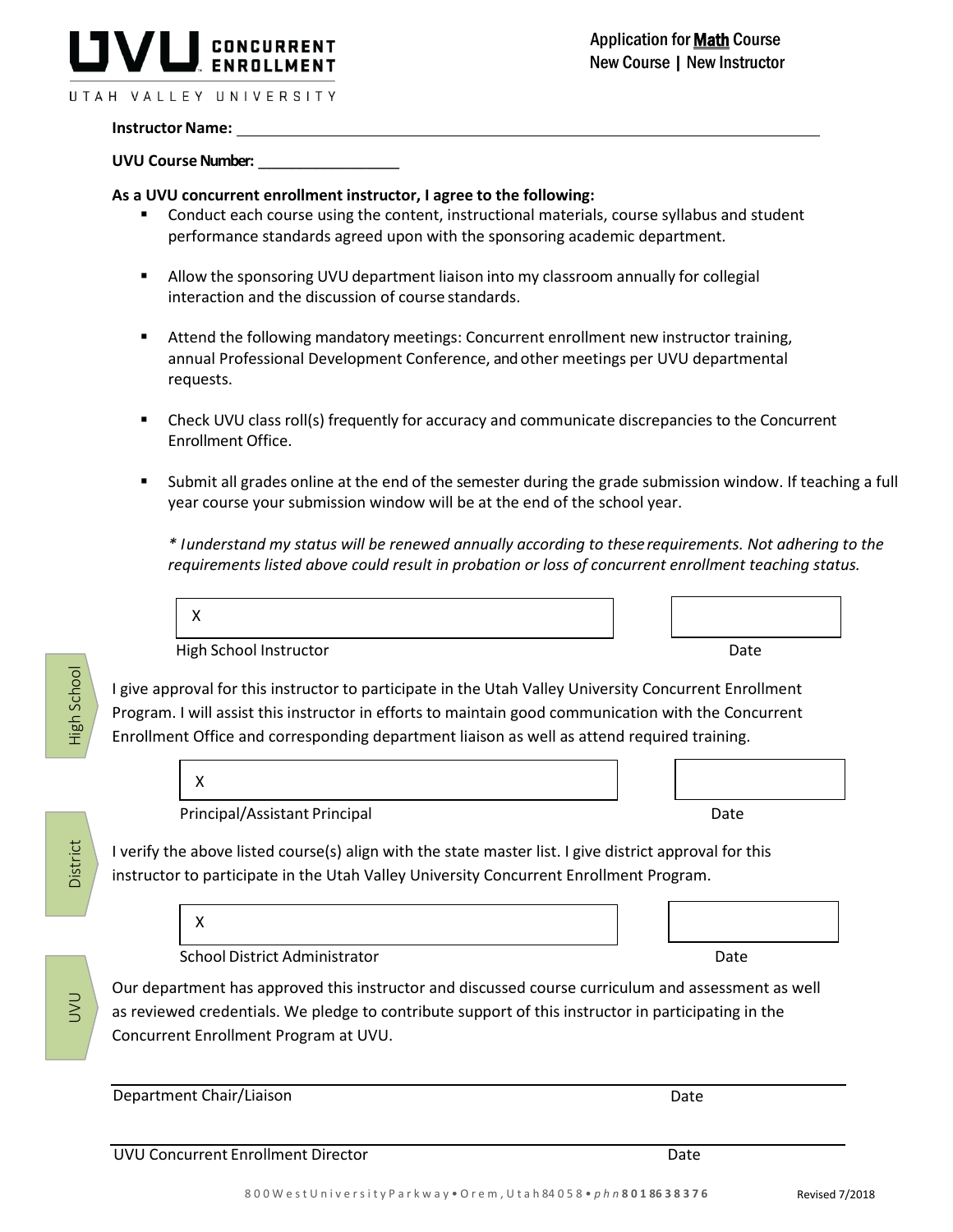**UVU CONCURRENT ENROLLMENT**
UTAH VALLEY UNIVERSITY

Application for Math Course
New Course | New Instructor

**Instructor Name:** ____________________________________________

**UVU Course Number:** ________________

**As a UVU concurrent enrollment instructor, I agree to the following:**

- Conduct each course using the content, instructional materials, course syllabus and student performance standards agreed upon with the sponsoring academic department.
- Allow the sponsoring UVU department liaison into my classroom annually for collegial interaction and the discussion of course standards.
- Attend the following mandatory meetings: Concurrent enrollment new instructor training, annual Professional Development Conference, and other meetings per UVU departmental requests.
- Check UVU class roll(s) frequently for accuracy and communicate discrepancies to the Concurrent Enrollment Office.
- Submit all grades online at the end of the semester during the grade submission window. If teaching a full year course your submission window will be at the end of the school year.

  *\* I understand my status will be renewed annually according to these requirements. Not adhering to the requirements listed above could result in probation or loss of concurrent enrollment teaching status.*

X ____________________________________ ______________

High School Instructor Date

**High School**

I give approval for this instructor to participate in the Utah Valley University Concurrent Enrollment Program. I will assist this instructor in efforts to maintain good communication with the Concurrent Enrollment Office and corresponding department liaison as well as attend required training.

X ____________________________________ ______________

Principal/Assistant Principal Date

**District**

I verify the above listed course(s) align with the state master list. I give district approval for this instructor to participate in the Utah Valley University Concurrent Enrollment Program.

X ____________________________________ ______________

School District Administrator Date

**UVU**

Our department has approved this instructor and discussed course curriculum and assessment as well as reviewed credentials. We pledge to contribute support of this instructor in participating in the Concurrent Enrollment Program at UVU.

______________________________________________________________

Department Chair/Liaison Date

______________________________________________________________

UVU Concurrent Enrollment Director Date

800 West University Parkway • Orem, Utah 84058 • *phn* **8018638376**

Revised 7/2018